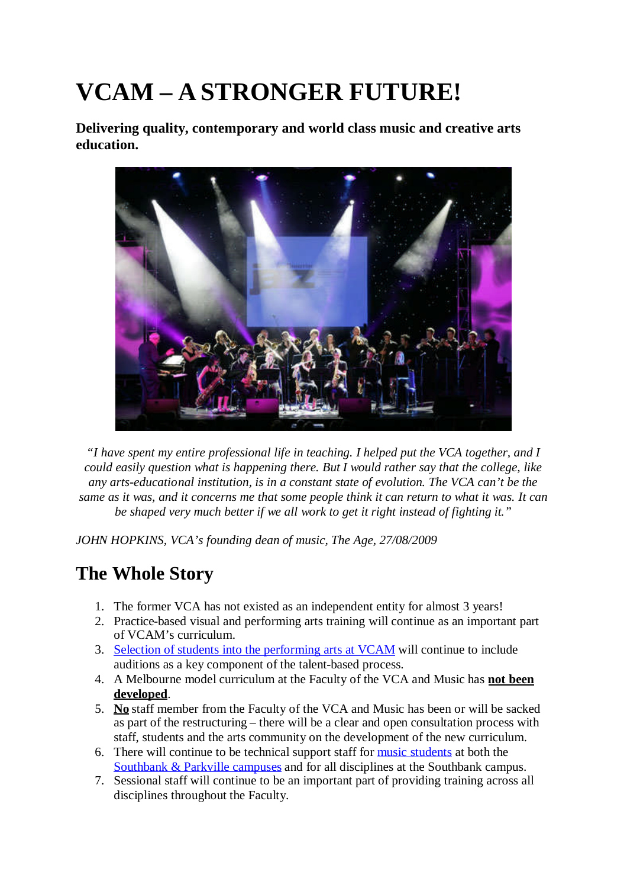# VCAM – A STRONGER FUTURE!

**Delivering quality, contemporary and world class music and creative arts education.**

*"I have spent my entire professional life in teaching. I helped put the VCA together, and I could easily question what is happening there. But I would rather say that the college, like any arts-educational institution, is in a constant state of evolution. The VCA can't be the same as it was, and it concerns me that some people think it can return to what it was. It can be shaped very much better if we all work to get it right instead of fighting it."*

*JOHN HOPKINS, VCA's founding dean of music, The Age, 27/08/2009*

## The Whole Story

1. The former VCA has not existed as an independent entity for almost 3 years!
2. Practice-based visual and performing arts training will continue as an important part of VCAM's curriculum.
3. Selection of students into the performing arts at VCAM will continue to include auditions as a key component of the talent-based process.
4. A Melbourne model curriculum at the Faculty of the VCA and Music has **not been developed**.
5. **No** staff member from the Faculty of the VCA and Music has been or will be sacked as part of the restructuring – there will be a clear and open consultation process with staff, students and the arts community on the development of the new curriculum.
6. There will continue to be technical support staff for music students at both the Southbank & Parkville campuses and for all disciplines at the Southbank campus.
7. Sessional staff will continue to be an important part of providing training across all disciplines throughout the Faculty.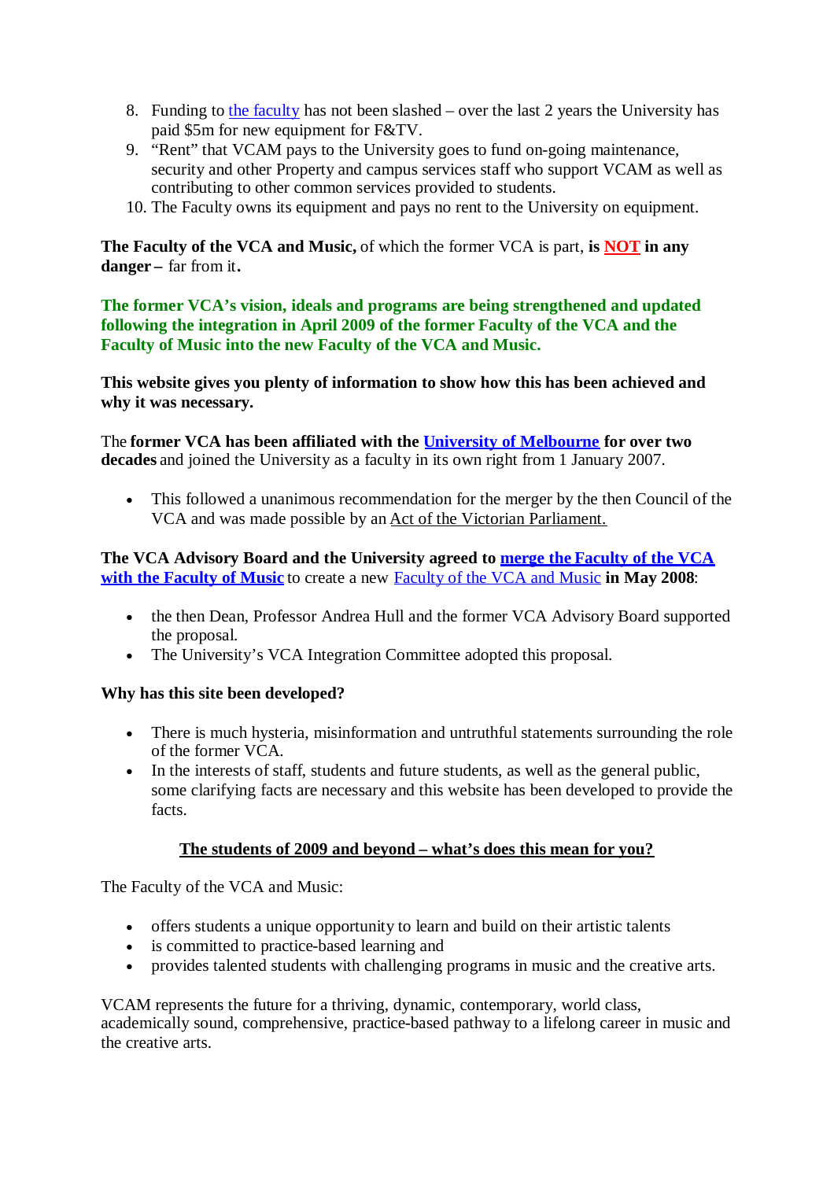8. Funding to the faculty has not been slashed – over the last 2 years the University has paid $5m for new equipment for F&TV.
9. "Rent" that VCAM pays to the University goes to fund on-going maintenance, security and other Property and campus services staff who support VCAM as well as contributing to other common services provided to students.
10. The Faculty owns its equipment and pays no rent to the University on equipment.

**The Faculty of the VCA and Music,** of which the former VCA is part, **is NOT in any danger** – far from it**.**

**The former VCA's vision, ideals and programs are being strengthened and updated following the integration in April 2009 of the former Faculty of the VCA and the Faculty of Music into the new Faculty of the VCA and Music.**

**This website gives you plenty of information to show how this has been achieved and why it was necessary.**

The **former VCA has been affiliated with the University of Melbourne for over two decades** and joined the University as a faculty in its own right from 1 January 2007.

- This followed a unanimous recommendation for the merger by the then Council of the VCA and was made possible by an Act of the Victorian Parliament.

**The VCA Advisory Board and the University agreed to merge the Faculty of the VCA with the Faculty of Music** to create a new Faculty of the VCA and Music **in May 2008**:

- the then Dean, Professor Andrea Hull and the former VCA Advisory Board supported the proposal.
- The University's VCA Integration Committee adopted this proposal.

**Why has this site been developed?**

- There is much hysteria, misinformation and untruthful statements surrounding the role of the former VCA.
- In the interests of staff, students and future students, as well as the general public, some clarifying facts are necessary and this website has been developed to provide the facts.

**The students of 2009 and beyond – what's does this mean for you?**

The Faculty of the VCA and Music:

- offers students a unique opportunity to learn and build on their artistic talents
- is committed to practice-based learning and
- provides talented students with challenging programs in music and the creative arts.

VCAM represents the future for a thriving, dynamic, contemporary, world class, academically sound, comprehensive, practice-based pathway to a lifelong career in music and the creative arts.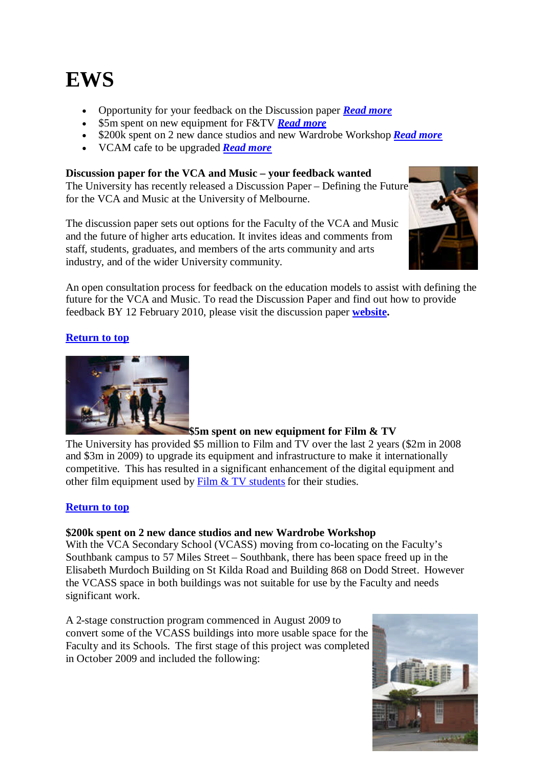# EWS

- Opportunity for your feedback on the Discussion paper ***Read more***
- $5m spent on new equipment for F&TV ***Read more***
- $200k spent on 2 new dance studios and new Wardrobe Workshop ***Read more***
- VCAM cafe to be upgraded ***Read more***

**Discussion paper for the VCA and Music – your feedback wanted**
The University has recently released a Discussion Paper – Defining the Future for the VCA and Music at the University of Melbourne.

The discussion paper sets out options for the Faculty of the VCA and Music and the future of higher arts education. It invites ideas and comments from staff, students, graduates, and members of the arts community and arts industry, and of the wider University community.

An open consultation process for feedback on the education models to assist with defining the future for the VCA and Music. To read the Discussion Paper and find out how to provide feedback BY 12 February 2010, please visit the discussion paper **website**.

**Return to top**

**$5m spent on new equipment for Film & TV**
The University has provided $5 million to Film and TV over the last 2 years ($2m in 2008 and $3m in 2009) to upgrade its equipment and infrastructure to make it internationally competitive. This has resulted in a significant enhancement of the digital equipment and other film equipment used by Film & TV students for their studies.

**Return to top**

**$200k spent on 2 new dance studios and new Wardrobe Workshop**
With the VCA Secondary School (VCASS) moving from co-locating on the Faculty's Southbank campus to 57 Miles Street – Southbank, there has been space freed up in the Elisabeth Murdoch Building on St Kilda Road and Building 868 on Dodd Street. However the VCASS space in both buildings was not suitable for use by the Faculty and needs significant work.

A 2-stage construction program commenced in August 2009 to convert some of the VCASS buildings into more usable space for the Faculty and its Schools. The first stage of this project was completed in October 2009 and included the following: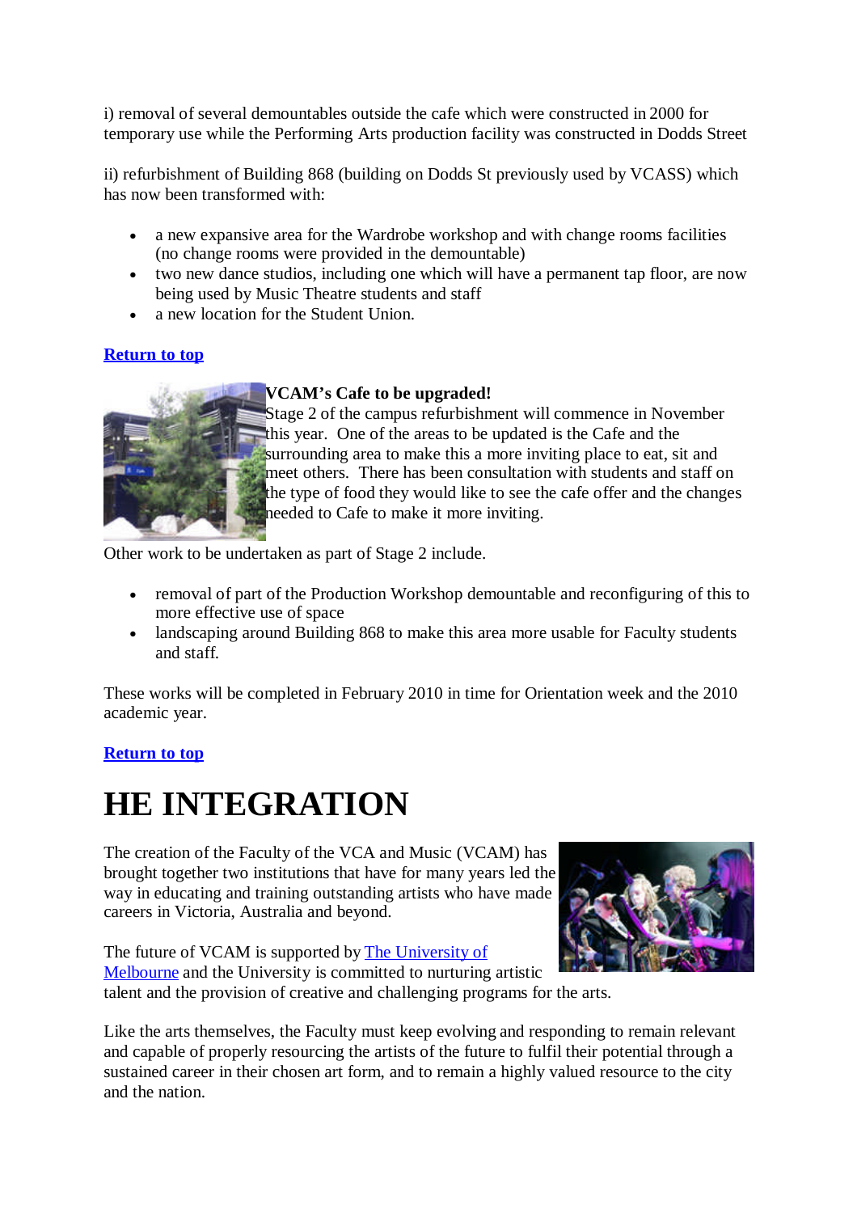i) removal of several demountables outside the cafe which were constructed in 2000 for temporary use while the Performing Arts production facility was constructed in Dodds Street

ii) refurbishment of Building 868 (building on Dodds St previously used by VCASS) which has now been transformed with:

- a new expansive area for the Wardrobe workshop and with change rooms facilities (no change rooms were provided in the demountable)
- two new dance studios, including one which will have a permanent tap floor, are now being used by Music Theatre students and staff
- a new location for the Student Union.

**Return to top**

**VCAM's Cafe to be upgraded!**
Stage 2 of the campus refurbishment will commence in November this year. One of the areas to be updated is the Cafe and the surrounding area to make this a more inviting place to eat, sit and meet others. There has been consultation with students and staff on the type of food they would like to see the cafe offer and the changes needed to Cafe to make it more inviting.

Other work to be undertaken as part of Stage 2 include.

- removal of part of the Production Workshop demountable and reconfiguring of this to more effective use of space
- landscaping around Building 868 to make this area more usable for Faculty students and staff.

These works will be completed in February 2010 in time for Orientation week and the 2010 academic year.

**Return to top**

# HE INTEGRATION

The creation of the Faculty of the VCA and Music (VCAM) has brought together two institutions that have for many years led the way in educating and training outstanding artists who have made careers in Victoria, Australia and beyond.

The future of VCAM is supported by The University of Melbourne and the University is committed to nurturing artistic talent and the provision of creative and challenging programs for the arts.

Like the arts themselves, the Faculty must keep evolving and responding to remain relevant and capable of properly resourcing the artists of the future to fulfil their potential through a sustained career in their chosen art form, and to remain a highly valued resource to the city and the nation.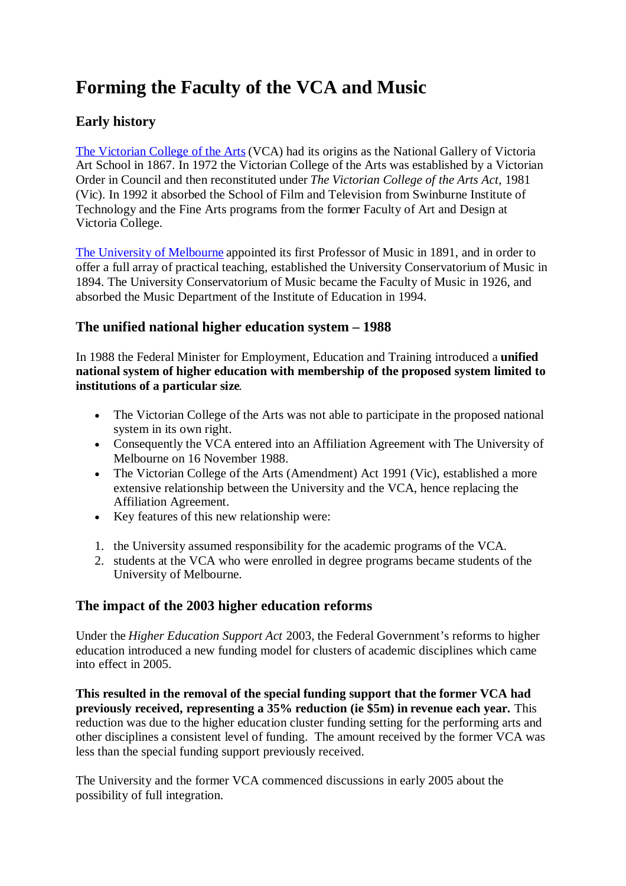# Forming the Faculty of the VCA and Music

## Early history

The Victorian College of the Arts (VCA) had its origins as the National Gallery of Victoria Art School in 1867. In 1972 the Victorian College of the Arts was established by a Victorian Order in Council and then reconstituted under *The Victorian College of the Arts Act*, 1981 (Vic). In 1992 it absorbed the School of Film and Television from Swinburne Institute of Technology and the Fine Arts programs from the former Faculty of Art and Design at Victoria College.

The University of Melbourne appointed its first Professor of Music in 1891, and in order to offer a full array of practical teaching, established the University Conservatorium of Music in 1894. The University Conservatorium of Music became the Faculty of Music in 1926, and absorbed the Music Department of the Institute of Education in 1994.

### The unified national higher education system – 1988

In 1988 the Federal Minister for Employment, Education and Training introduced a **unified national system of higher education with membership of the proposed system limited to institutions of a particular size**.

- The Victorian College of the Arts was not able to participate in the proposed national system in its own right.
- Consequently the VCA entered into an Affiliation Agreement with The University of Melbourne on 16 November 1988.
- The Victorian College of the Arts (Amendment) Act 1991 (Vic), established a more extensive relationship between the University and the VCA, hence replacing the Affiliation Agreement.
- Key features of this new relationship were:

1. the University assumed responsibility for the academic programs of the VCA.
2. students at the VCA who were enrolled in degree programs became students of the University of Melbourne.

### The impact of the 2003 higher education reforms

Under the *Higher Education Support Act* 2003, the Federal Government's reforms to higher education introduced a new funding model for clusters of academic disciplines which came into effect in 2005.

**This resulted in the removal of the special funding support that the former VCA had previously received, representing a 35% reduction (ie $5m) in revenue each year.** This reduction was due to the higher education cluster funding setting for the performing arts and other disciplines a consistent level of funding. The amount received by the former VCA was less than the special funding support previously received.

The University and the former VCA commenced discussions in early 2005 about the possibility of full integration.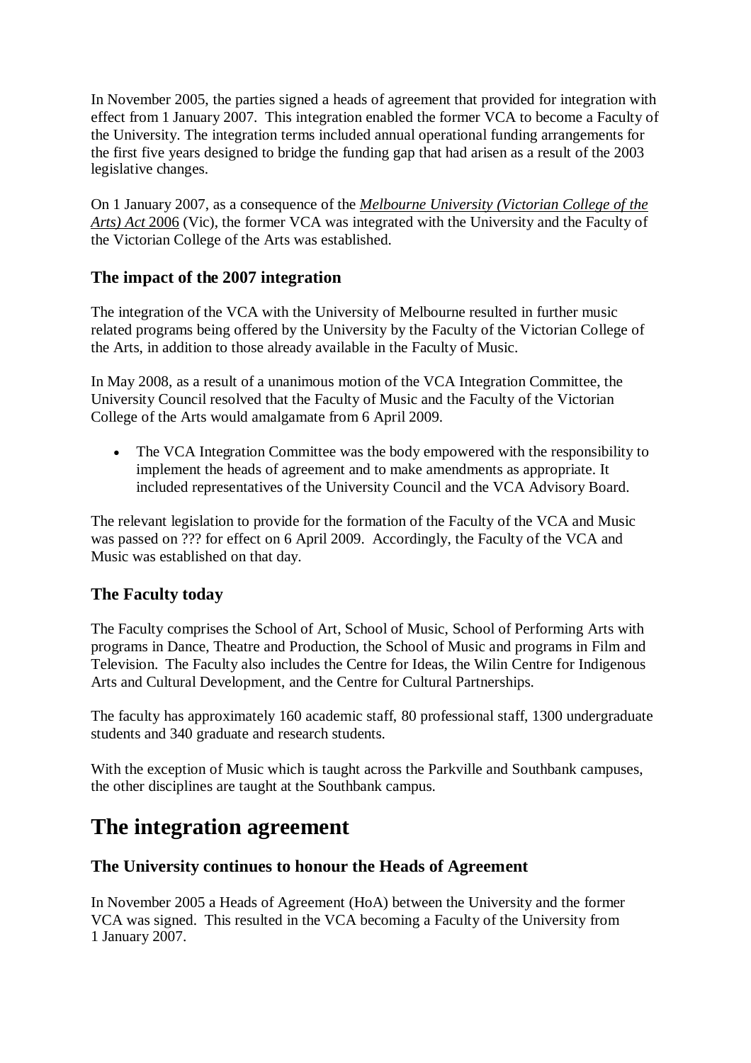In November 2005, the parties signed a heads of agreement that provided for integration with effect from 1 January 2007. This integration enabled the former VCA to become a Faculty of the University. The integration terms included annual operational funding arrangements for the first five years designed to bridge the funding gap that had arisen as a result of the 2003 legislative changes.

On 1 January 2007, as a consequence of the *Melbourne University (Victorian College of the Arts) Act* 2006 (Vic), the former VCA was integrated with the University and the Faculty of the Victorian College of the Arts was established.

### The impact of the 2007 integration

The integration of the VCA with the University of Melbourne resulted in further music related programs being offered by the University by the Faculty of the Victorian College of the Arts, in addition to those already available in the Faculty of Music.

In May 2008, as a result of a unanimous motion of the VCA Integration Committee, the University Council resolved that the Faculty of Music and the Faculty of the Victorian College of the Arts would amalgamate from 6 April 2009.

- The VCA Integration Committee was the body empowered with the responsibility to implement the heads of agreement and to make amendments as appropriate. It included representatives of the University Council and the VCA Advisory Board.

The relevant legislation to provide for the formation of the Faculty of the VCA and Music was passed on ??? for effect on 6 April 2009. Accordingly, the Faculty of the VCA and Music was established on that day.

### The Faculty today

The Faculty comprises the School of Art, School of Music, School of Performing Arts with programs in Dance, Theatre and Production, the School of Music and programs in Film and Television. The Faculty also includes the Centre for Ideas, the Wilin Centre for Indigenous Arts and Cultural Development, and the Centre for Cultural Partnerships.

The faculty has approximately 160 academic staff, 80 professional staff, 1300 undergraduate students and 340 graduate and research students.

With the exception of Music which is taught across the Parkville and Southbank campuses, the other disciplines are taught at the Southbank campus.

## The integration agreement

### The University continues to honour the Heads of Agreement

In November 2005 a Heads of Agreement (HoA) between the University and the former VCA was signed. This resulted in the VCA becoming a Faculty of the University from 1 January 2007.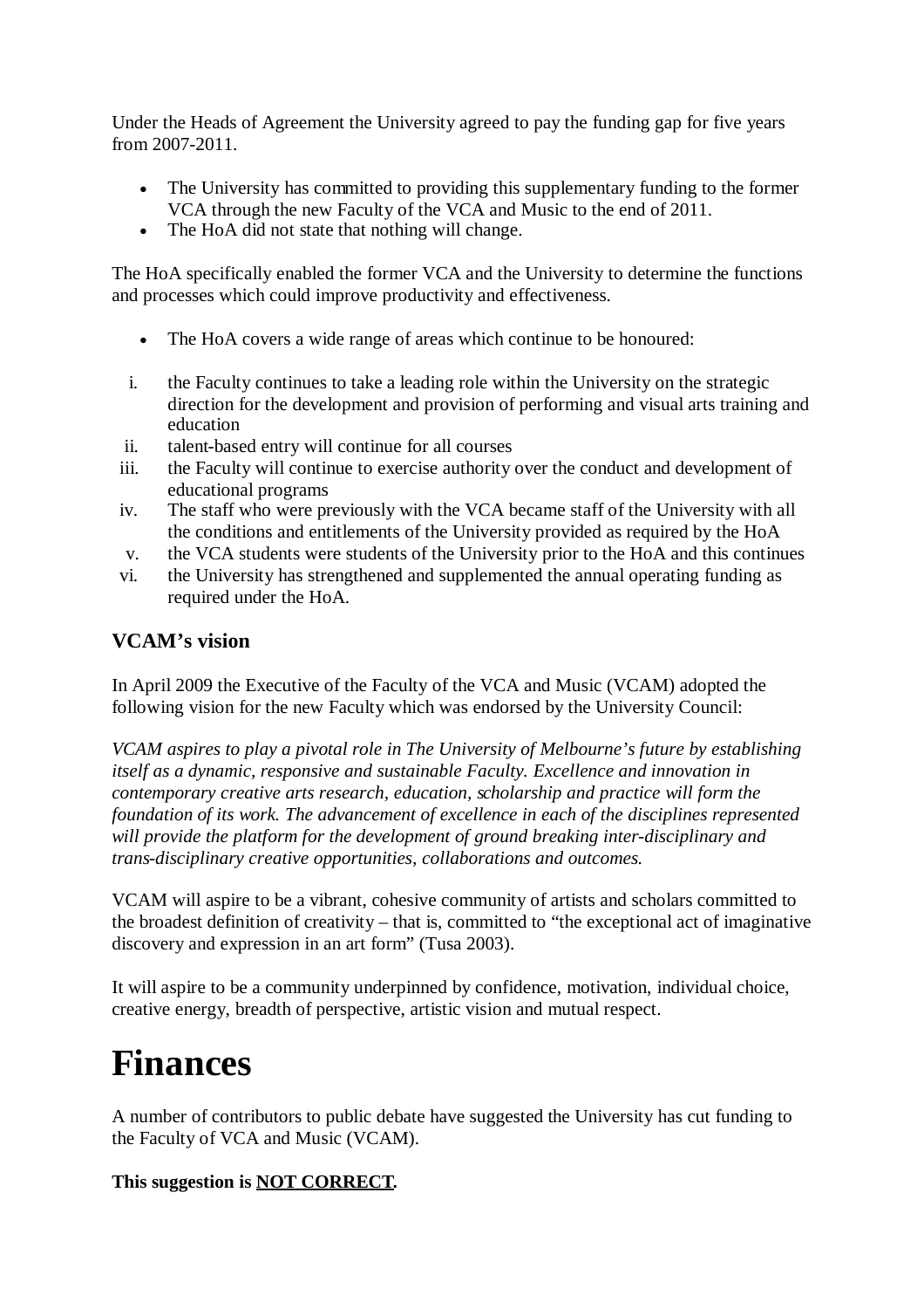Under the Heads of Agreement the University agreed to pay the funding gap for five years from 2007-2011.

- The University has committed to providing this supplementary funding to the former VCA through the new Faculty of the VCA and Music to the end of 2011.
- The HoA did not state that nothing will change.

The HoA specifically enabled the former VCA and the University to determine the functions and processes which could improve productivity and effectiveness.

- The HoA covers a wide range of areas which continue to be honoured:

i. the Faculty continues to take a leading role within the University on the strategic direction for the development and provision of performing and visual arts training and education
ii. talent-based entry will continue for all courses
iii. the Faculty will continue to exercise authority over the conduct and development of educational programs
iv. The staff who were previously with the VCA became staff of the University with all the conditions and entitlements of the University provided as required by the HoA
v. the VCA students were students of the University prior to the HoA and this continues
vi. the University has strengthened and supplemented the annual operating funding as required under the HoA.

### VCAM's vision

In April 2009 the Executive of the Faculty of the VCA and Music (VCAM) adopted the following vision for the new Faculty which was endorsed by the University Council:

*VCAM aspires to play a pivotal role in The University of Melbourne's future by establishing itself as a dynamic, responsive and sustainable Faculty. Excellence and innovation in contemporary creative arts research, education, scholarship and practice will form the foundation of its work. The advancement of excellence in each of the disciplines represented will provide the platform for the development of ground breaking inter-disciplinary and trans-disciplinary creative opportunities, collaborations and outcomes.*

VCAM will aspire to be a vibrant, cohesive community of artists and scholars committed to the broadest definition of creativity – that is, committed to "the exceptional act of imaginative discovery and expression in an art form" (Tusa 2003).

It will aspire to be a community underpinned by confidence, motivation, individual choice, creative energy, breadth of perspective, artistic vision and mutual respect.

# Finances

A number of contributors to public debate have suggested the University has cut funding to the Faculty of VCA and Music (VCAM).

**This suggestion is <u>NOT CORRECT</u>.**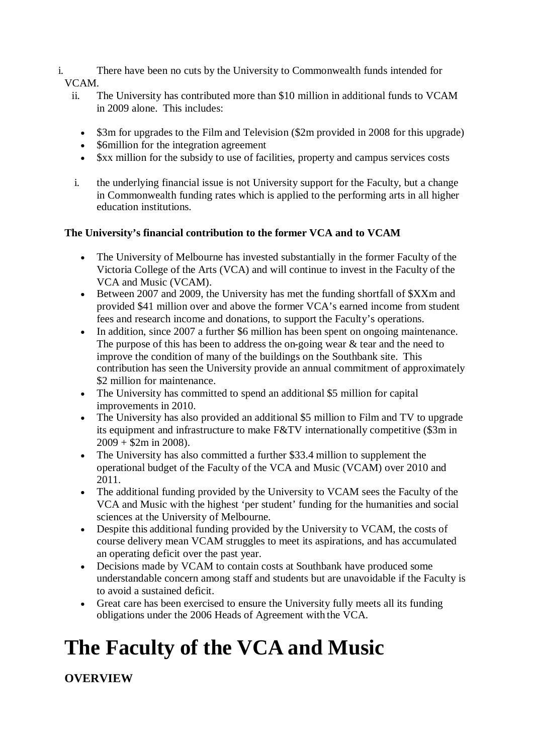i. There have been no cuts by the University to Commonwealth funds intended for VCAM.

ii. The University has contributed more than $10 million in additional funds to VCAM in 2009 alone. This includes:

- $3m for upgrades to the Film and Television ($2m provided in 2008 for this upgrade)
- $6million for the integration agreement
- $xx million for the subsidy to use of facilities, property and campus services costs

i. the underlying financial issue is not University support for the Faculty, but a change in Commonwealth funding rates which is applied to the performing arts in all higher education institutions.

**The University's financial contribution to the former VCA and to VCAM**

- The University of Melbourne has invested substantially in the former Faculty of the Victoria College of the Arts (VCA) and will continue to invest in the Faculty of the VCA and Music (VCAM).
- Between 2007 and 2009, the University has met the funding shortfall of $XXm and provided $41 million over and above the former VCA's earned income from student fees and research income and donations, to support the Faculty's operations.
- In addition, since 2007 a further $6 million has been spent on ongoing maintenance. The purpose of this has been to address the on-going wear & tear and the need to improve the condition of many of the buildings on the Southbank site. This contribution has seen the University provide an annual commitment of approximately $2 million for maintenance.
- The University has committed to spend an additional $5 million for capital improvements in 2010.
- The University has also provided an additional $5 million to Film and TV to upgrade its equipment and infrastructure to make F&TV internationally competitive ($3m in 2009 + $2m in 2008).
- The University has also committed a further $33.4 million to supplement the operational budget of the Faculty of the VCA and Music (VCAM) over 2010 and 2011.
- The additional funding provided by the University to VCAM sees the Faculty of the VCA and Music with the highest 'per student' funding for the humanities and social sciences at the University of Melbourne.
- Despite this additional funding provided by the University to VCAM, the costs of course delivery mean VCAM struggles to meet its aspirations, and has accumulated an operating deficit over the past year.
- Decisions made by VCAM to contain costs at Southbank have produced some understandable concern among staff and students but are unavoidable if the Faculty is to avoid a sustained deficit.
- Great care has been exercised to ensure the University fully meets all its funding obligations under the 2006 Heads of Agreement with the VCA.

# The Faculty of the VCA and Music

**OVERVIEW**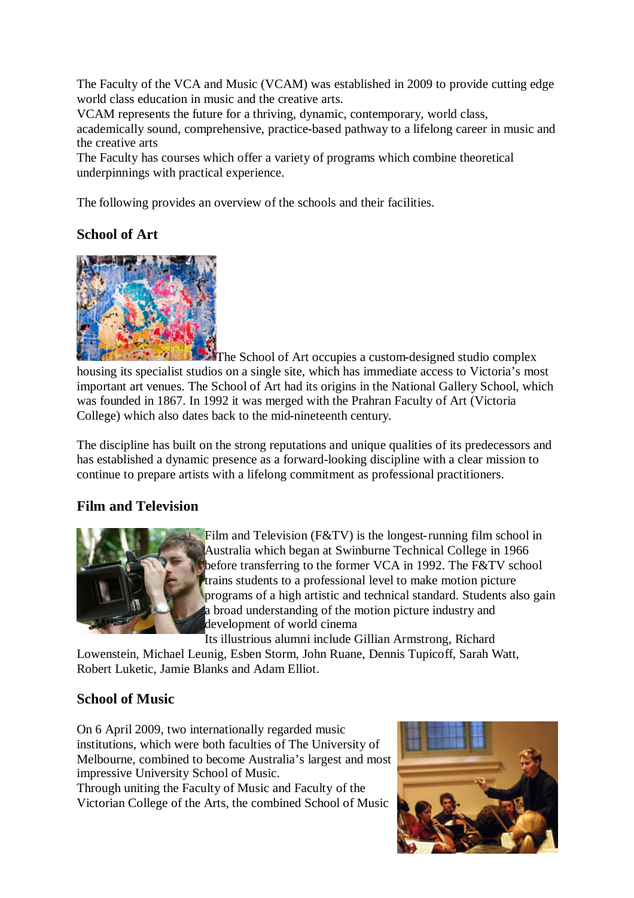The Faculty of the VCA and Music (VCAM) was established in 2009 to provide cutting edge world class education in music and the creative arts.

VCAM represents the future for a thriving, dynamic, contemporary, world class, academically sound, comprehensive, practice-based pathway to a lifelong career in music and the creative arts

The Faculty has courses which offer a variety of programs which combine theoretical underpinnings with practical experience.

The following provides an overview of the schools and their facilities.

### School of Art

The School of Art occupies a custom-designed studio complex housing its specialist studios on a single site, which has immediate access to Victoria's most important art venues. The School of Art had its origins in the National Gallery School, which was founded in 1867. In 1992 it was merged with the Prahran Faculty of Art (Victoria College) which also dates back to the mid-nineteenth century.

The discipline has built on the strong reputations and unique qualities of its predecessors and has established a dynamic presence as a forward-looking discipline with a clear mission to continue to prepare artists with a lifelong commitment as professional practitioners.

### Film and Television

Film and Television (F&TV) is the longest-running film school in Australia which began at Swinburne Technical College in 1966 before transferring to the former VCA in 1992. The F&TV school trains students to a professional level to make motion picture programs of a high artistic and technical standard. Students also gain a broad understanding of the motion picture industry and development of world cinema

Its illustrious alumni include Gillian Armstrong, Richard Lowenstein, Michael Leunig, Esben Storm, John Ruane, Dennis Tupicoff, Sarah Watt, Robert Luketic, Jamie Blanks and Adam Elliot.

### School of Music

On 6 April 2009, two internationally regarded music institutions, which were both faculties of The University of Melbourne, combined to become Australia's largest and most impressive University School of Music.

Through uniting the Faculty of Music and Faculty of the Victorian College of the Arts, the combined School of Music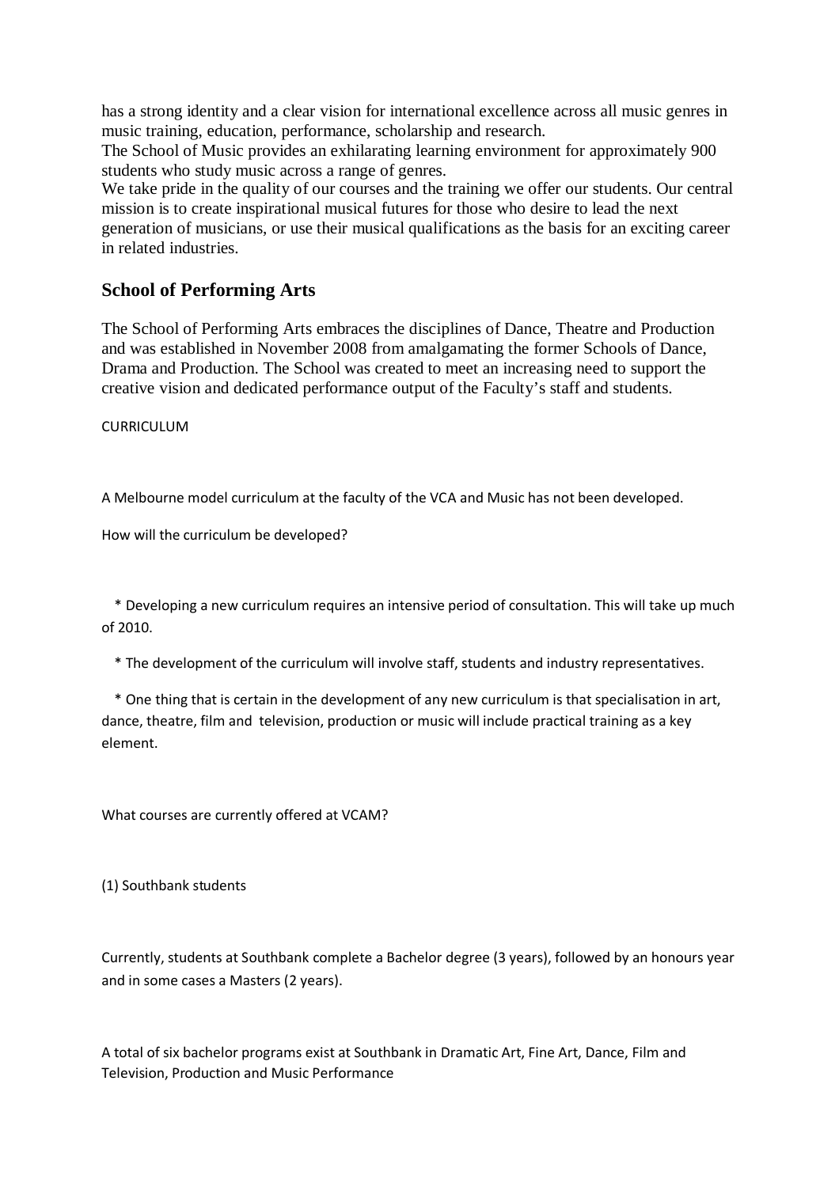has a strong identity and a clear vision for international excellence across all music genres in music training, education, performance, scholarship and research.

The School of Music provides an exhilarating learning environment for approximately 900 students who study music across a range of genres.

We take pride in the quality of our courses and the training we offer our students. Our central mission is to create inspirational musical futures for those who desire to lead the next generation of musicians, or use their musical qualifications as the basis for an exciting career in related industries.

## School of Performing Arts

The School of Performing Arts embraces the disciplines of Dance, Theatre and Production and was established in November 2008 from amalgamating the former Schools of Dance, Drama and Production. The School was created to meet an increasing need to support the creative vision and dedicated performance output of the Faculty's staff and students.

CURRICULUM

A Melbourne model curriculum at the faculty of the VCA and Music has not been developed.

How will the curriculum be developed?

* Developing a new curriculum requires an intensive period of consultation. This will take up much of 2010.
* The development of the curriculum will involve staff, students and industry representatives.
* One thing that is certain in the development of any new curriculum is that specialisation in art, dance, theatre, film and television, production or music will include practical training as a key element.

What courses are currently offered at VCAM?

(1) Southbank students

Currently, students at Southbank complete a Bachelor degree (3 years), followed by an honours year and in some cases a Masters (2 years).

A total of six bachelor programs exist at Southbank in Dramatic Art, Fine Art, Dance, Film and Television, Production and Music Performance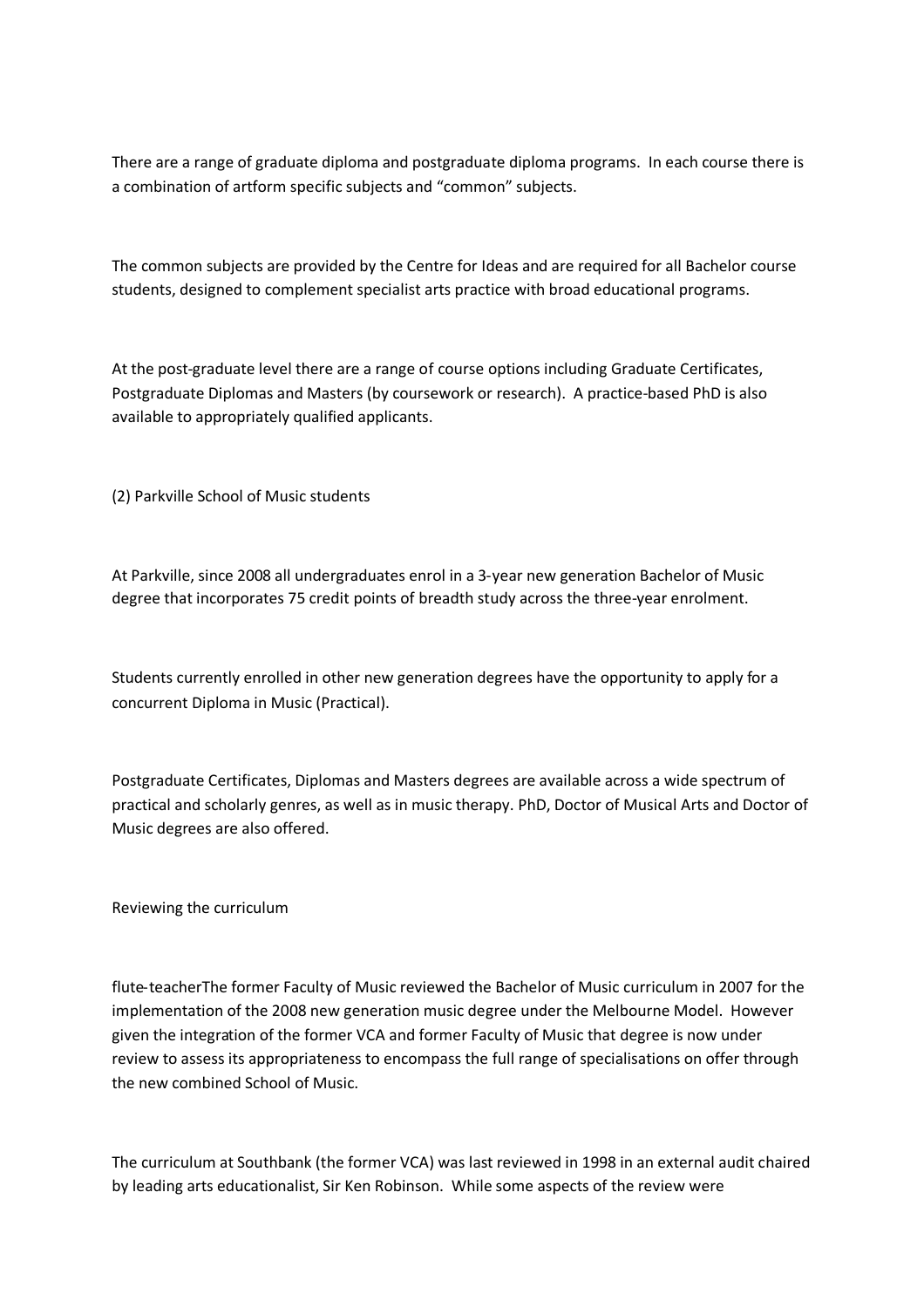There are a range of graduate diploma and postgraduate diploma programs. In each course there is a combination of artform specific subjects and "common" subjects.

The common subjects are provided by the Centre for Ideas and are required for all Bachelor course students, designed to complement specialist arts practice with broad educational programs.

At the post-graduate level there are a range of course options including Graduate Certificates, Postgraduate Diplomas and Masters (by coursework or research). A practice-based PhD is also available to appropriately qualified applicants.

(2) Parkville School of Music students

At Parkville, since 2008 all undergraduates enrol in a 3-year new generation Bachelor of Music degree that incorporates 75 credit points of breadth study across the three-year enrolment.

Students currently enrolled in other new generation degrees have the opportunity to apply for a concurrent Diploma in Music (Practical).

Postgraduate Certificates, Diplomas and Masters degrees are available across a wide spectrum of practical and scholarly genres, as well as in music therapy. PhD, Doctor of Musical Arts and Doctor of Music degrees are also offered.

Reviewing the curriculum

flute-teacherThe former Faculty of Music reviewed the Bachelor of Music curriculum in 2007 for the implementation of the 2008 new generation music degree under the Melbourne Model. However given the integration of the former VCA and former Faculty of Music that degree is now under review to assess its appropriateness to encompass the full range of specialisations on offer through the new combined School of Music.

The curriculum at Southbank (the former VCA) was last reviewed in 1998 in an external audit chaired by leading arts educationalist, Sir Ken Robinson. While some aspects of the review were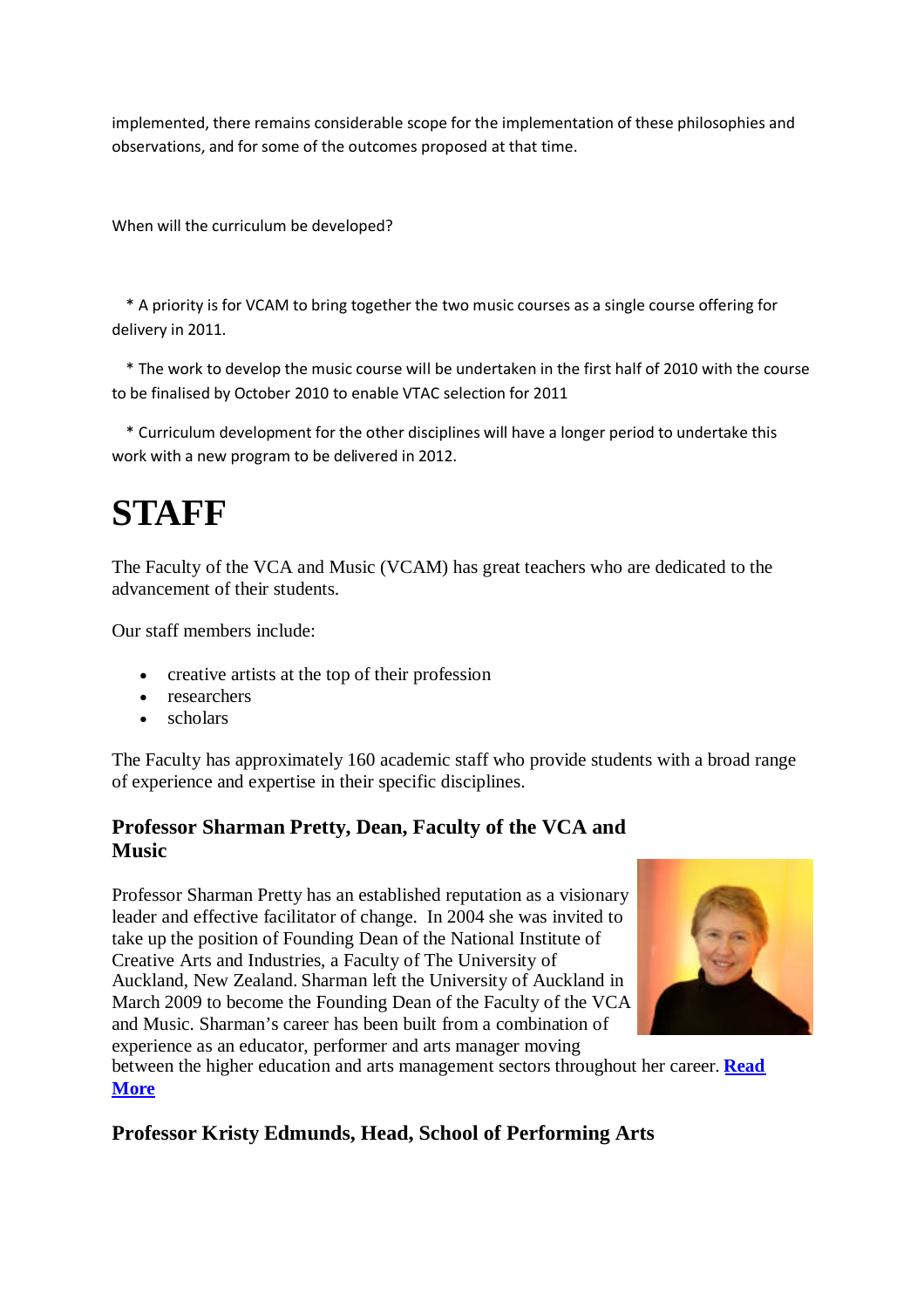implemented, there remains considerable scope for the implementation of these philosophies and observations, and for some of the outcomes proposed at that time.

When will the curriculum be developed?

* A priority is for VCAM to bring together the two music courses as a single course offering for delivery in 2011.

* The work to develop the music course will be undertaken in the first half of 2010 with the course to be finalised by October 2010 to enable VTAC selection for 2011

* Curriculum development for the other disciplines will have a longer period to undertake this work with a new program to be delivered in 2012.

# STAFF

The Faculty of the VCA and Music (VCAM) has great teachers who are dedicated to the advancement of their students.

Our staff members include:

- creative artists at the top of their profession
- researchers
- scholars

The Faculty has approximately 160 academic staff who provide students with a broad range of experience and expertise in their specific disciplines.

### Professor Sharman Pretty, Dean, Faculty of the VCA and Music

Professor Sharman Pretty has an established reputation as a visionary leader and effective facilitator of change. In 2004 she was invited to take up the position of Founding Dean of the National Institute of Creative Arts and Industries, a Faculty of The University of Auckland, New Zealand. Sharman left the University of Auckland in March 2009 to become the Founding Dean of the Faculty of the VCA and Music. Sharman's career has been built from a combination of experience as an educator, performer and arts manager moving between the higher education and arts management sectors throughout her career. **Read More**

### Professor Kristy Edmunds, Head, School of Performing Arts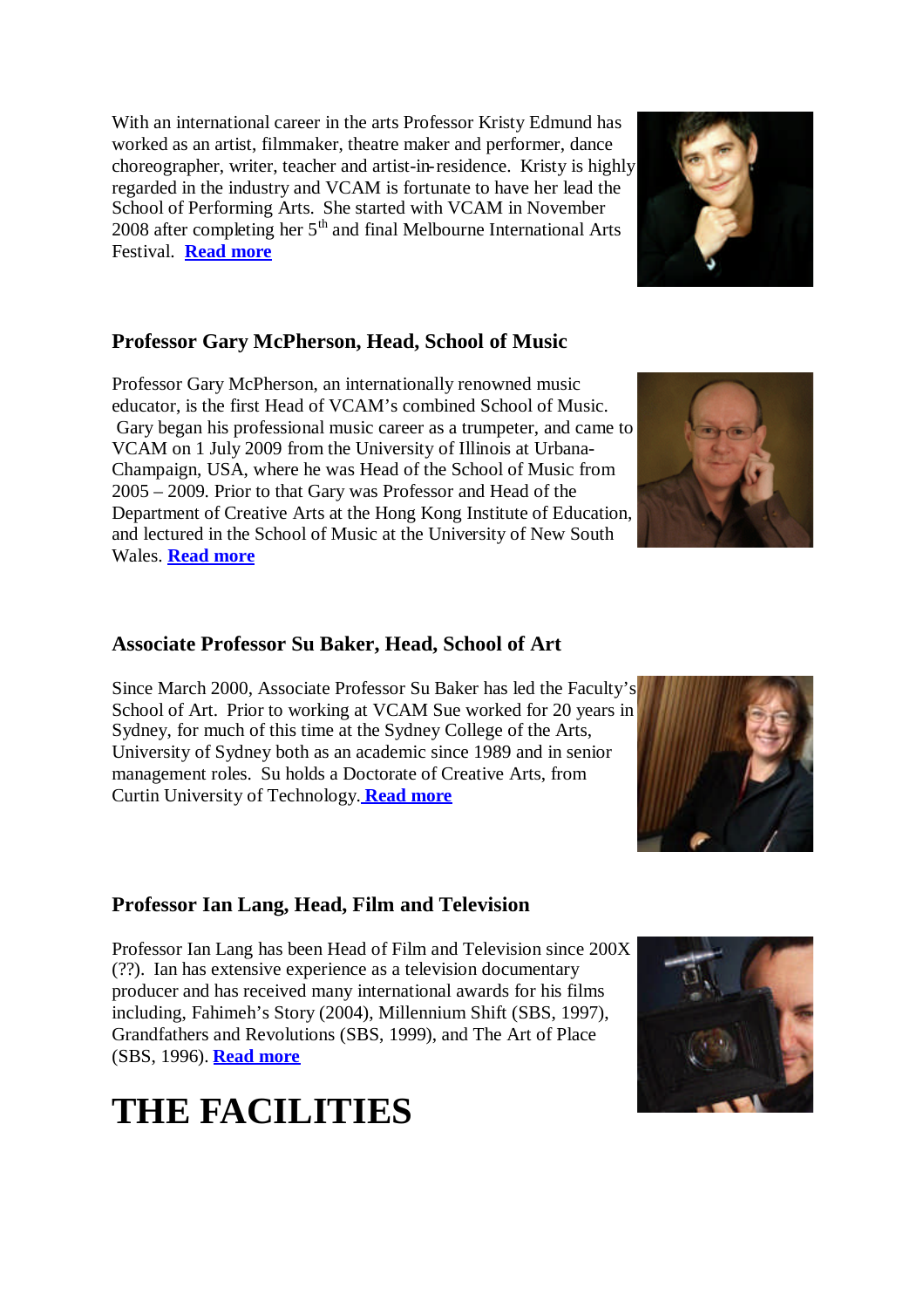With an international career in the arts Professor Kristy Edmund has worked as an artist, filmmaker, theatre maker and performer, dance choreographer, writer, teacher and artist-in-residence. Kristy is highly regarded in the industry and VCAM is fortunate to have her lead the School of Performing Arts. She started with VCAM in November 2008 after completing her 5th and final Melbourne International Arts Festival. **Read more**

### Professor Gary McPherson, Head, School of Music

Professor Gary McPherson, an internationally renowned music educator, is the first Head of VCAM's combined School of Music. Gary began his professional music career as a trumpeter, and came to VCAM on 1 July 2009 from the University of Illinois at Urbana-Champaign, USA, where he was Head of the School of Music from 2005 – 2009. Prior to that Gary was Professor and Head of the Department of Creative Arts at the Hong Kong Institute of Education, and lectured in the School of Music at the University of New South Wales. **Read more**

### Associate Professor Su Baker, Head, School of Art

Since March 2000, Associate Professor Su Baker has led the Faculty's School of Art. Prior to working at VCAM Sue worked for 20 years in Sydney, for much of this time at the Sydney College of the Arts, University of Sydney both as an academic since 1989 and in senior management roles. Su holds a Doctorate of Creative Arts, from Curtin University of Technology. **Read more**

### Professor Ian Lang, Head, Film and Television

Professor Ian Lang has been Head of Film and Television since 200X (??). Ian has extensive experience as a television documentary producer and has received many international awards for his films including, Fahimeh's Story (2004), Millennium Shift (SBS, 1997), Grandfathers and Revolutions (SBS, 1999), and The Art of Place (SBS, 1996). **Read more**

# THE FACILITIES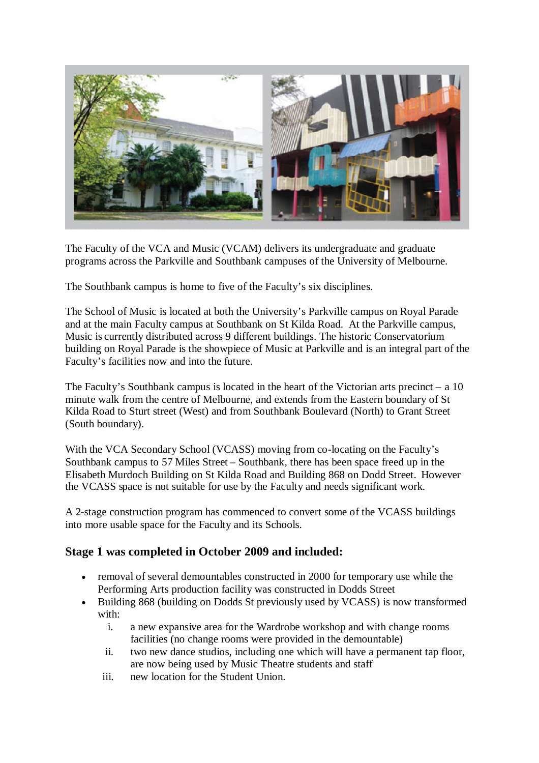The Faculty of the VCA and Music (VCAM) delivers its undergraduate and graduate programs across the Parkville and Southbank campuses of the University of Melbourne.

The Southbank campus is home to five of the Faculty's six disciplines.

The School of Music is located at both the University's Parkville campus on Royal Parade and at the main Faculty campus at Southbank on St Kilda Road. At the Parkville campus, Music is currently distributed across 9 different buildings. The historic Conservatorium building on Royal Parade is the showpiece of Music at Parkville and is an integral part of the Faculty's facilities now and into the future.

The Faculty's Southbank campus is located in the heart of the Victorian arts precinct – a 10 minute walk from the centre of Melbourne, and extends from the Eastern boundary of St Kilda Road to Sturt street (West) and from Southbank Boulevard (North) to Grant Street (South boundary).

With the VCA Secondary School (VCASS) moving from co-locating on the Faculty's Southbank campus to 57 Miles Street – Southbank, there has been space freed up in the Elisabeth Murdoch Building on St Kilda Road and Building 868 on Dodd Street. However the VCASS space is not suitable for use by the Faculty and needs significant work.

A 2-stage construction program has commenced to convert some of the VCASS buildings into more usable space for the Faculty and its Schools.

### Stage 1 was completed in October 2009 and included:

- removal of several demountables constructed in 2000 for temporary use while the Performing Arts production facility was constructed in Dodds Street
- Building 868 (building on Dodds St previously used by VCASS) is now transformed with:
    i. a new expansive area for the Wardrobe workshop and with change rooms facilities (no change rooms were provided in the demountable)
    ii. two new dance studios, including one which will have a permanent tap floor, are now being used by Music Theatre students and staff
    iii. new location for the Student Union.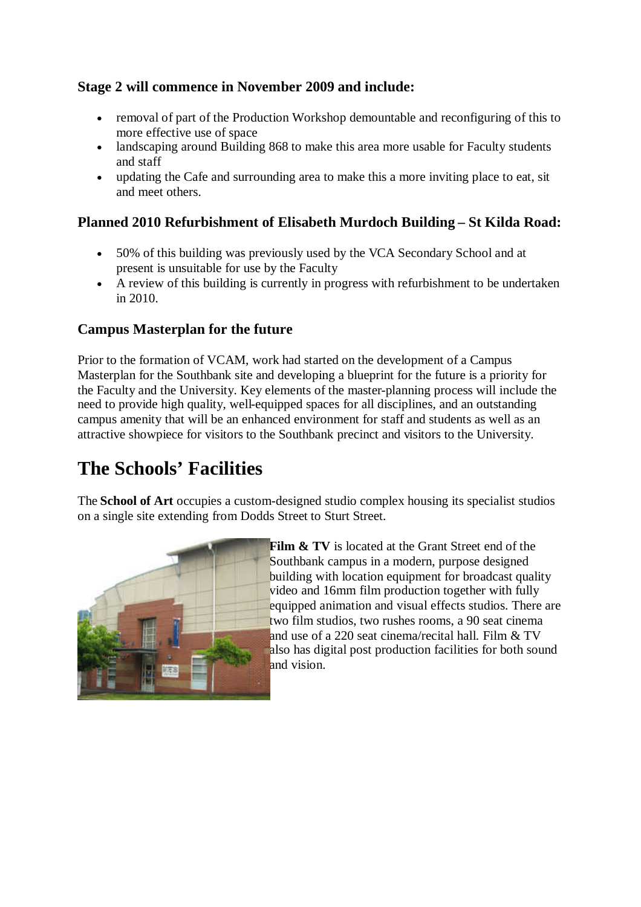### Stage 2 will commence in November 2009 and include:

- removal of part of the Production Workshop demountable and reconfiguring of this to more effective use of space
- landscaping around Building 868 to make this area more usable for Faculty students and staff
- updating the Cafe and surrounding area to make this a more inviting place to eat, sit and meet others.

### Planned 2010 Refurbishment of Elisabeth Murdoch Building – St Kilda Road:

- 50% of this building was previously used by the VCA Secondary School and at present is unsuitable for use by the Faculty
- A review of this building is currently in progress with refurbishment to be undertaken in 2010.

### Campus Masterplan for the future

Prior to the formation of VCAM, work had started on the development of a Campus Masterplan for the Southbank site and developing a blueprint for the future is a priority for the Faculty and the University. Key elements of the master-planning process will include the need to provide high quality, well-equipped spaces for all disciplines, and an outstanding campus amenity that will be an enhanced environment for staff and students as well as an attractive showpiece for visitors to the Southbank precinct and visitors to the University.

## The Schools' Facilities

The **School of Art** occupies a custom-designed studio complex housing its specialist studios on a single site extending from Dodds Street to Sturt Street.

**Film & TV** is located at the Grant Street end of the Southbank campus in a modern, purpose designed building with location equipment for broadcast quality video and 16mm film production together with fully equipped animation and visual effects studios. There are two film studios, two rushes rooms, a 90 seat cinema and use of a 220 seat cinema/recital hall. Film & TV also has digital post production facilities for both sound and vision.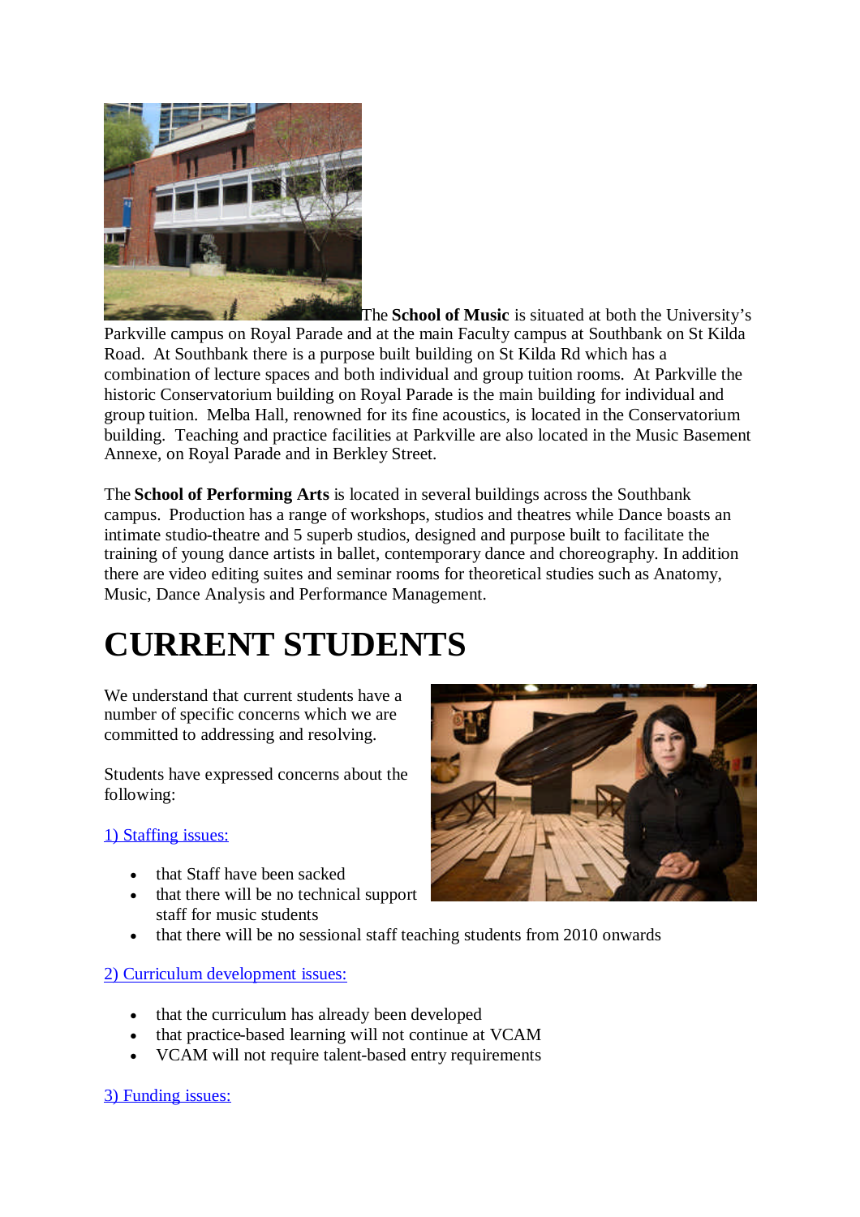The **School of Music** is situated at both the University's Parkville campus on Royal Parade and at the main Faculty campus at Southbank on St Kilda Road. At Southbank there is a purpose built building on St Kilda Rd which has a combination of lecture spaces and both individual and group tuition rooms. At Parkville the historic Conservatorium building on Royal Parade is the main building for individual and group tuition. Melba Hall, renowned for its fine acoustics, is located in the Conservatorium building. Teaching and practice facilities at Parkville are also located in the Music Basement Annexe, on Royal Parade and in Berkley Street.

The **School of Performing Arts** is located in several buildings across the Southbank campus. Production has a range of workshops, studios and theatres while Dance boasts an intimate studio-theatre and 5 superb studios, designed and purpose built to facilitate the training of young dance artists in ballet, contemporary dance and choreography. In addition there are video editing suites and seminar rooms for theoretical studies such as Anatomy, Music, Dance Analysis and Performance Management.

# CURRENT STUDENTS

We understand that current students have a number of specific concerns which we are committed to addressing and resolving.

Students have expressed concerns about the following:

1) Staffing issues:

- that Staff have been sacked
- that there will be no technical support staff for music students
- that there will be no sessional staff teaching students from 2010 onwards

2) Curriculum development issues:

- that the curriculum has already been developed
- that practice-based learning will not continue at VCAM
- VCAM will not require talent-based entry requirements

3) Funding issues: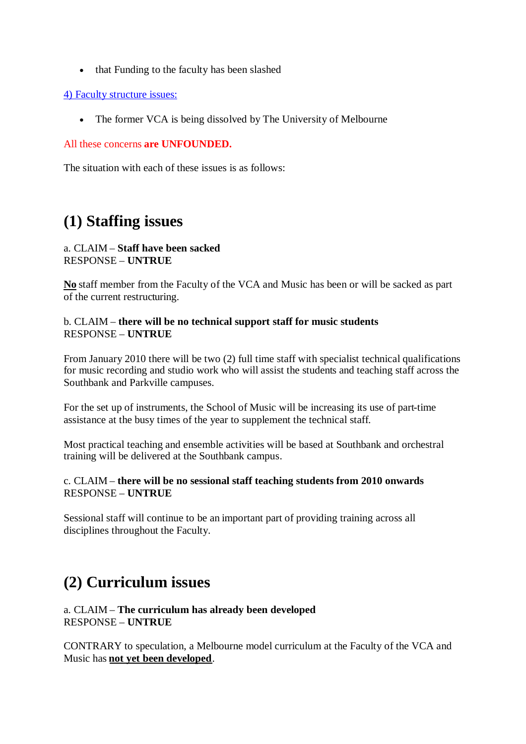- that Funding to the faculty has been slashed

4) Faculty structure issues:

- The former VCA is being dissolved by The University of Melbourne

All these concerns **are UNFOUNDED.**

The situation with each of these issues is as follows:

## (1) Staffing issues

a. CLAIM – **Staff have been sacked**
RESPONSE – **UNTRUE**

**No** staff member from the Faculty of the VCA and Music has been or will be sacked as part of the current restructuring.

b. CLAIM – **there will be no technical support staff for music students**
RESPONSE – **UNTRUE**

From January 2010 there will be two (2) full time staff with specialist technical qualifications for music recording and studio work who will assist the students and teaching staff across the Southbank and Parkville campuses.

For the set up of instruments, the School of Music will be increasing its use of part-time assistance at the busy times of the year to supplement the technical staff.

Most practical teaching and ensemble activities will be based at Southbank and orchestral training will be delivered at the Southbank campus.

c. CLAIM – **there will be no sessional staff teaching students from 2010 onwards**
RESPONSE – **UNTRUE**

Sessional staff will continue to be an important part of providing training across all disciplines throughout the Faculty.

## (2) Curriculum issues

a. CLAIM – **The curriculum has already been developed**
RESPONSE – **UNTRUE**

CONTRARY to speculation, a Melbourne model curriculum at the Faculty of the VCA and Music has **not yet been developed**.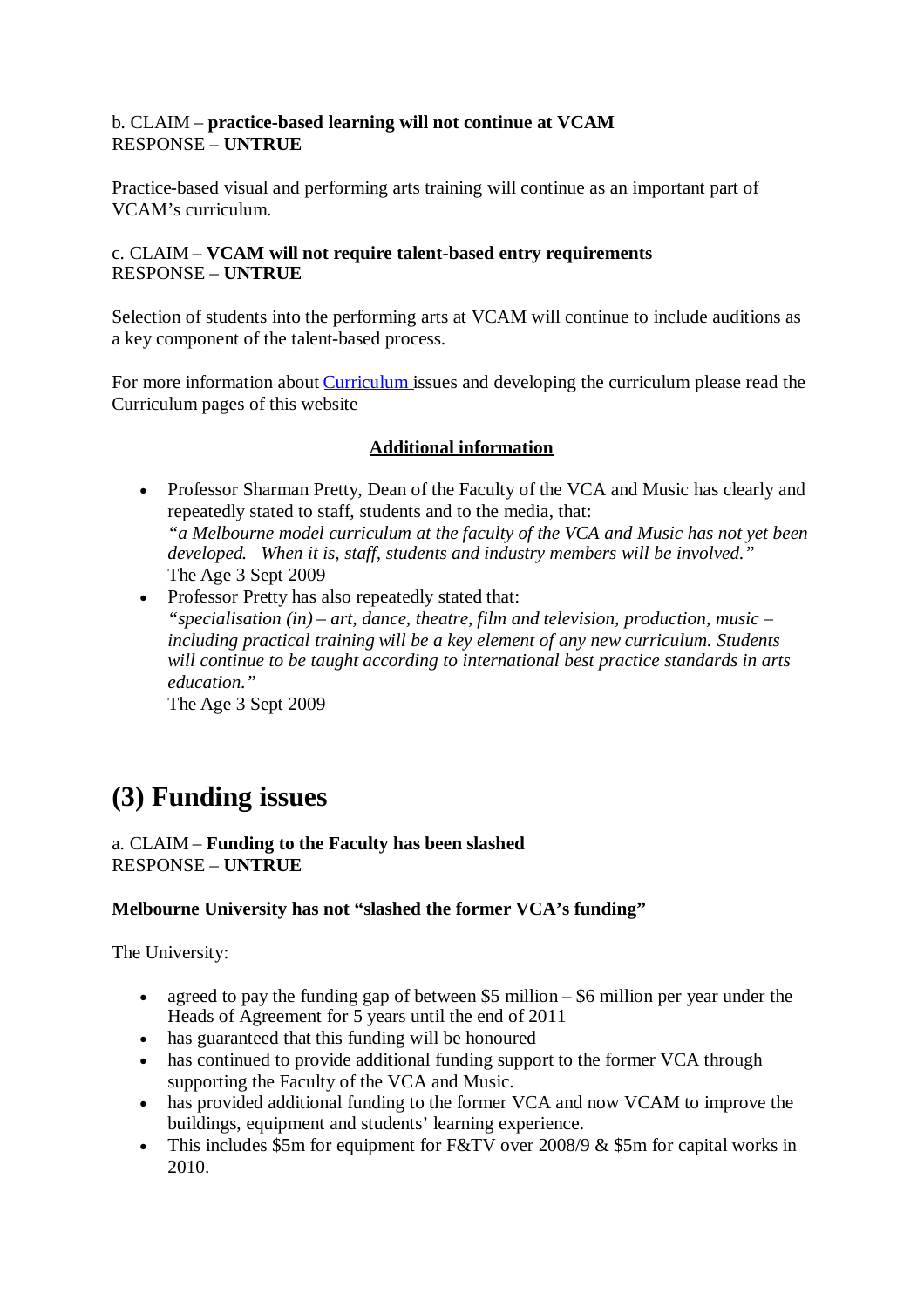b. CLAIM – **practice-based learning will not continue at VCAM**
RESPONSE – **UNTRUE**

Practice-based visual and performing arts training will continue as an important part of VCAM's curriculum.

c. CLAIM – **VCAM will not require talent-based entry requirements**
RESPONSE – **UNTRUE**

Selection of students into the performing arts at VCAM will continue to include auditions as a key component of the talent-based process.

For more information about Curriculum issues and developing the curriculum please read the Curriculum pages of this website

**Additional information**

- Professor Sharman Pretty, Dean of the Faculty of the VCA and Music has clearly and repeatedly stated to staff, students and to the media, that:
  *"a Melbourne model curriculum at the faculty of the VCA and Music has not yet been developed. When it is, staff, students and industry members will be involved."*
  The Age 3 Sept 2009
- Professor Pretty has also repeatedly stated that:
  *"specialisation (in) – art, dance, theatre, film and television, production, music – including practical training will be a key element of any new curriculum. Students will continue to be taught according to international best practice standards in arts education."*
  The Age 3 Sept 2009

# (3) Funding issues

a. CLAIM – **Funding to the Faculty has been slashed**
RESPONSE – **UNTRUE**

**Melbourne University has not "slashed the former VCA's funding"**

The University:

- agreed to pay the funding gap of between $5 million – $6 million per year under the Heads of Agreement for 5 years until the end of 2011
- has guaranteed that this funding will be honoured
- has continued to provide additional funding support to the former VCA through supporting the Faculty of the VCA and Music.
- has provided additional funding to the former VCA and now VCAM to improve the buildings, equipment and students' learning experience.
- This includes $5m for equipment for F&TV over 2008/9 & $5m for capital works in 2010.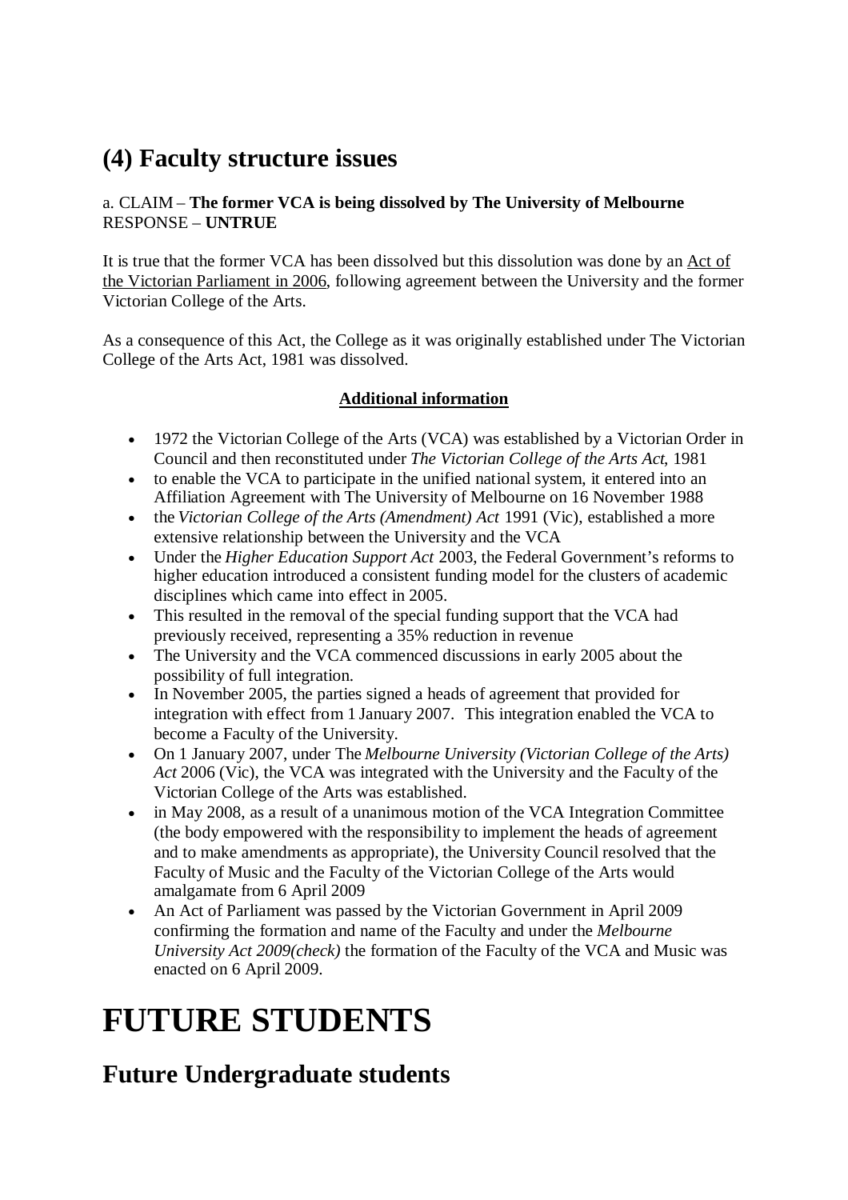## (4) Faculty structure issues

a. CLAIM – **The former VCA is being dissolved by The University of Melbourne**
RESPONSE – **UNTRUE**

It is true that the former VCA has been dissolved but this dissolution was done by an Act of the Victorian Parliament in 2006, following agreement between the University and the former Victorian College of the Arts.

As a consequence of this Act, the College as it was originally established under The Victorian College of the Arts Act, 1981 was dissolved.

**Additional information**

- 1972 the Victorian College of the Arts (VCA) was established by a Victorian Order in Council and then reconstituted under *The Victorian College of the Arts Act*, 1981
- to enable the VCA to participate in the unified national system, it entered into an Affiliation Agreement with The University of Melbourne on 16 November 1988
- the *Victorian College of the Arts (Amendment) Act* 1991 (Vic), established a more extensive relationship between the University and the VCA
- Under the *Higher Education Support Act* 2003, the Federal Government's reforms to higher education introduced a consistent funding model for the clusters of academic disciplines which came into effect in 2005.
- This resulted in the removal of the special funding support that the VCA had previously received, representing a 35% reduction in revenue
- The University and the VCA commenced discussions in early 2005 about the possibility of full integration.
- In November 2005, the parties signed a heads of agreement that provided for integration with effect from 1 January 2007. This integration enabled the VCA to become a Faculty of the University.
- On 1 January 2007, under The *Melbourne University (Victorian College of the Arts) Act* 2006 (Vic), the VCA was integrated with the University and the Faculty of the Victorian College of the Arts was established.
- in May 2008, as a result of a unanimous motion of the VCA Integration Committee (the body empowered with the responsibility to implement the heads of agreement and to make amendments as appropriate), the University Council resolved that the Faculty of Music and the Faculty of the Victorian College of the Arts would amalgamate from 6 April 2009
- An Act of Parliament was passed by the Victorian Government in April 2009 confirming the formation and name of the Faculty and under the *Melbourne University Act 2009(check)* the formation of the Faculty of the VCA and Music was enacted on 6 April 2009.

# FUTURE STUDENTS

## Future Undergraduate students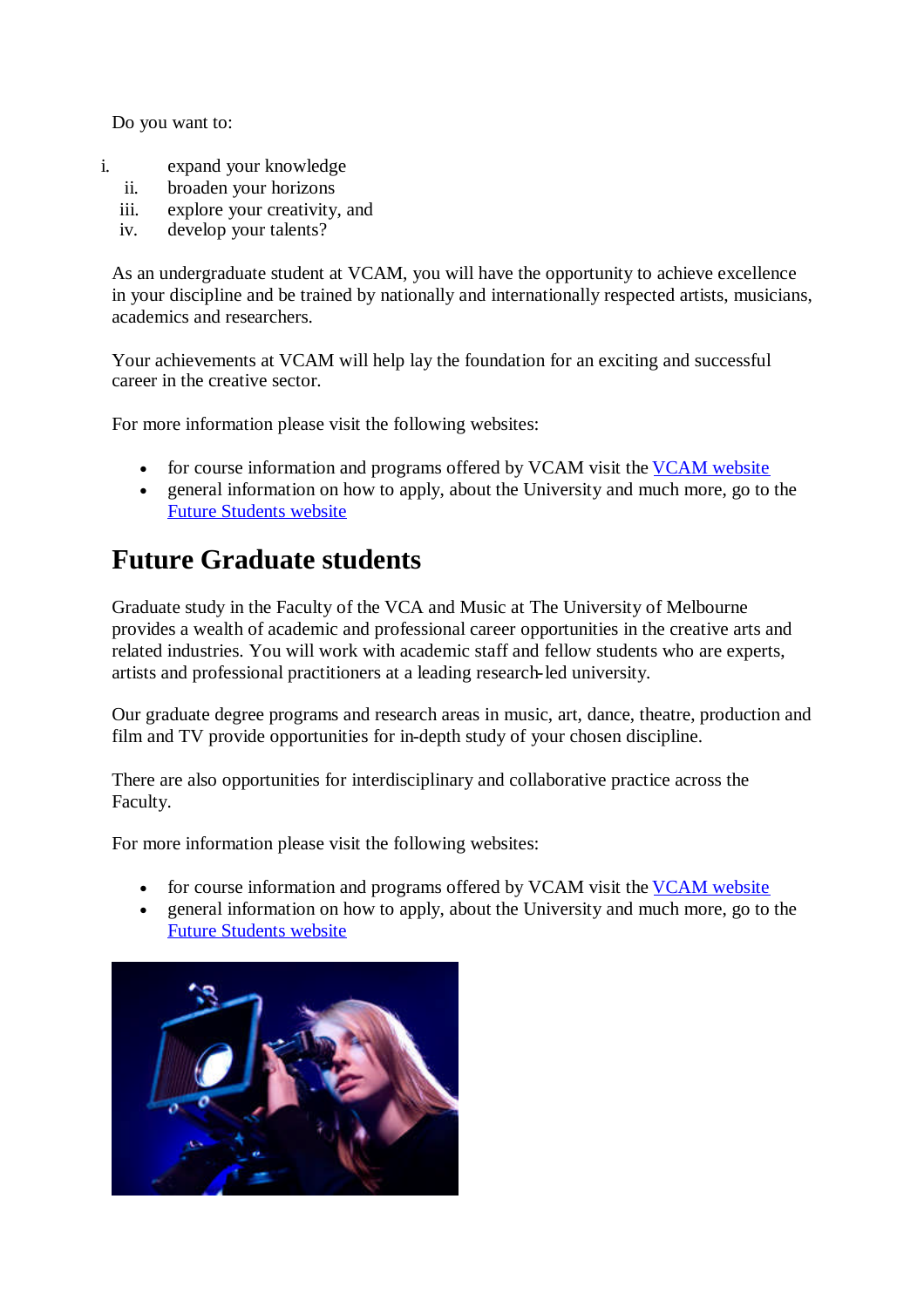Do you want to:

i. expand your knowledge
ii. broaden your horizons
iii. explore your creativity, and
iv. develop your talents?

As an undergraduate student at VCAM, you will have the opportunity to achieve excellence in your discipline and be trained by nationally and internationally respected artists, musicians, academics and researchers.

Your achievements at VCAM will help lay the foundation for an exciting and successful career in the creative sector.

For more information please visit the following websites:

- for course information and programs offered by VCAM visit the VCAM website
- general information on how to apply, about the University and much more, go to the Future Students website

## Future Graduate students

Graduate study in the Faculty of the VCA and Music at The University of Melbourne provides a wealth of academic and professional career opportunities in the creative arts and related industries. You will work with academic staff and fellow students who are experts, artists and professional practitioners at a leading research-led university.

Our graduate degree programs and research areas in music, art, dance, theatre, production and film and TV provide opportunities for in-depth study of your chosen discipline.

There are also opportunities for interdisciplinary and collaborative practice across the Faculty.

For more information please visit the following websites:

- for course information and programs offered by VCAM visit the VCAM website
- general information on how to apply, about the University and much more, go to the Future Students website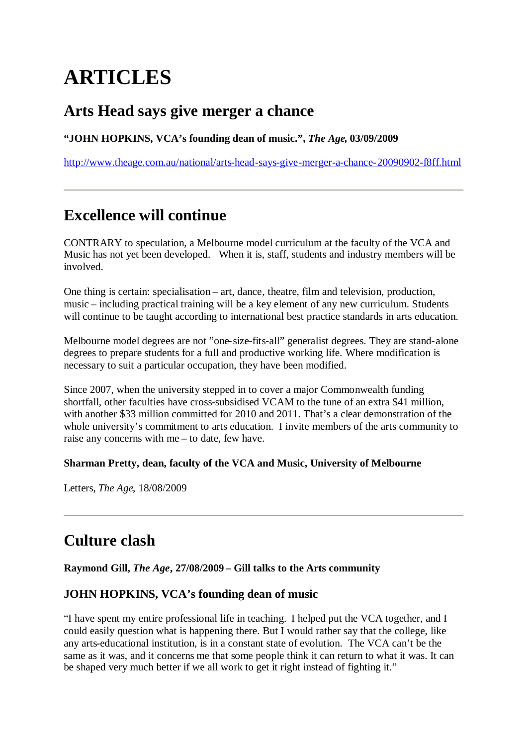# ARTICLES

## Arts Head says give merger a chance

**"JOHN HOPKINS, VCA's founding dean of music.",** ***The Age*****, 03/09/2009**

http://www.theage.com.au/national/arts-head-says-give-merger-a-chance-20090902-f8ff.html

---

## Excellence will continue

CONTRARY to speculation, a Melbourne model curriculum at the faculty of the VCA and Music has not yet been developed. When it is, staff, students and industry members will be involved.

One thing is certain: specialisation – art, dance, theatre, film and television, production, music – including practical training will be a key element of any new curriculum. Students will continue to be taught according to international best practice standards in arts education.

Melbourne model degrees are not "one-size-fits-all" generalist degrees. They are stand-alone degrees to prepare students for a full and productive working life. Where modification is necessary to suit a particular occupation, they have been modified.

Since 2007, when the university stepped in to cover a major Commonwealth funding shortfall, other faculties have cross-subsidised VCAM to the tune of an extra $41 million, with another $33 million committed for 2010 and 2011. That's a clear demonstration of the whole university's commitment to arts education. I invite members of the arts community to raise any concerns with me – to date, few have.

**Sharman Pretty, dean, faculty of the VCA and Music, University of Melbourne**

Letters, *The Age*, 18/08/2009

---

## Culture clash

**Raymond Gill,** ***The Age*****, 27/08/2009 – Gill talks to the Arts community**

### JOHN HOPKINS, VCA's founding dean of music

"I have spent my entire professional life in teaching. I helped put the VCA together, and I could easily question what is happening there. But I would rather say that the college, like any arts-educational institution, is in a constant state of evolution. The VCA can't be the same as it was, and it concerns me that some people think it can return to what it was. It can be shaped very much better if we all work to get it right instead of fighting it."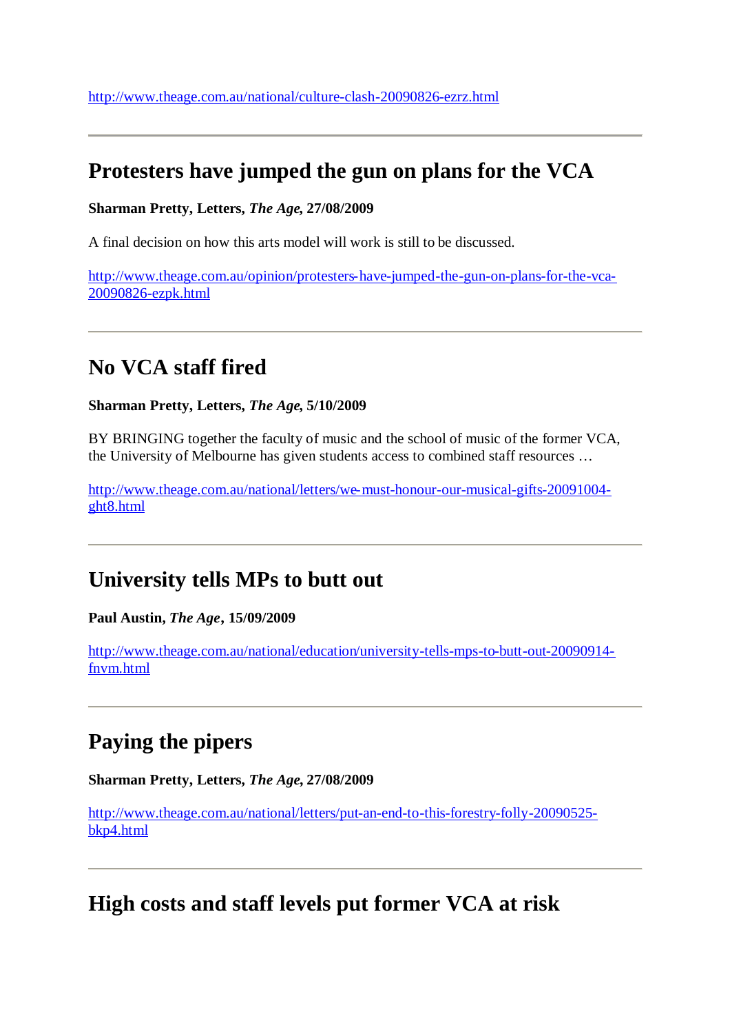http://www.theage.com.au/national/culture-clash-20090826-ezrz.html

---

## Protesters have jumped the gun on plans for the VCA

**Sharman Pretty, Letters, *The Age*, 27/08/2009**

A final decision on how this arts model will work is still to be discussed.

http://www.theage.com.au/opinion/protesters-have-jumped-the-gun-on-plans-for-the-vca-20090826-ezpk.html

---

## No VCA staff fired

**Sharman Pretty, Letters, *The Age*, 5/10/2009**

BY BRINGING together the faculty of music and the school of music of the former VCA, the University of Melbourne has given students access to combined staff resources …

http://www.theage.com.au/national/letters/we-must-honour-our-musical-gifts-20091004-ght8.html

---

## University tells MPs to butt out

**Paul Austin, *The Age*, 15/09/2009**

http://www.theage.com.au/national/education/university-tells-mps-to-butt-out-20090914-fnvm.html

---

## Paying the pipers

**Sharman Pretty, Letters, *The Age*, 27/08/2009**

http://www.theage.com.au/national/letters/put-an-end-to-this-forestry-folly-20090525-bkp4.html

---

## High costs and staff levels put former VCA at risk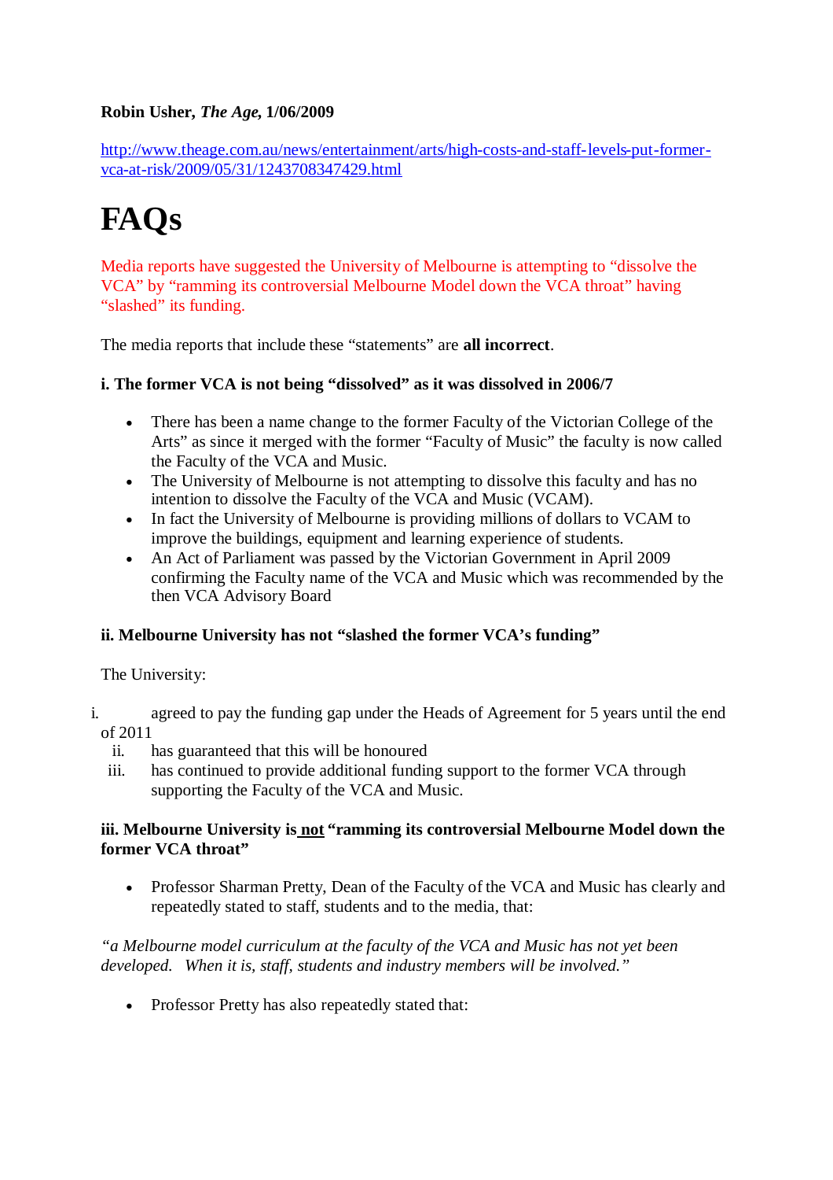**Robin Usher, *The Age*, 1/06/2009**

http://www.theage.com.au/news/entertainment/arts/high-costs-and-staff-levels-put-former-vca-at-risk/2009/05/31/1243708347429.html

# FAQs

Media reports have suggested the University of Melbourne is attempting to "dissolve the VCA" by "ramming its controversial Melbourne Model down the VCA throat" having "slashed" its funding.

The media reports that include these "statements" are **all incorrect**.

**i. The former VCA is not being "dissolved" as it was dissolved in 2006/7**

- There has been a name change to the former Faculty of the Victorian College of the Arts" as since it merged with the former "Faculty of Music" the faculty is now called the Faculty of the VCA and Music.
- The University of Melbourne is not attempting to dissolve this faculty and has no intention to dissolve the Faculty of the VCA and Music (VCAM).
- In fact the University of Melbourne is providing millions of dollars to VCAM to improve the buildings, equipment and learning experience of students.
- An Act of Parliament was passed by the Victorian Government in April 2009 confirming the Faculty name of the VCA and Music which was recommended by the then VCA Advisory Board

**ii. Melbourne University has not "slashed the former VCA's funding"**

The University:

i. agreed to pay the funding gap under the Heads of Agreement for 5 years until the end of 2011
ii. has guaranteed that this will be honoured
iii. has continued to provide additional funding support to the former VCA through supporting the Faculty of the VCA and Music.

**iii. Melbourne University is <u>not</u> "ramming its controversial Melbourne Model down the former VCA throat"**

- Professor Sharman Pretty, Dean of the Faculty of the VCA and Music has clearly and repeatedly stated to staff, students and to the media, that:

*"a Melbourne model curriculum at the faculty of the VCA and Music has not yet been developed. When it is, staff, students and industry members will be involved."*

- Professor Pretty has also repeatedly stated that: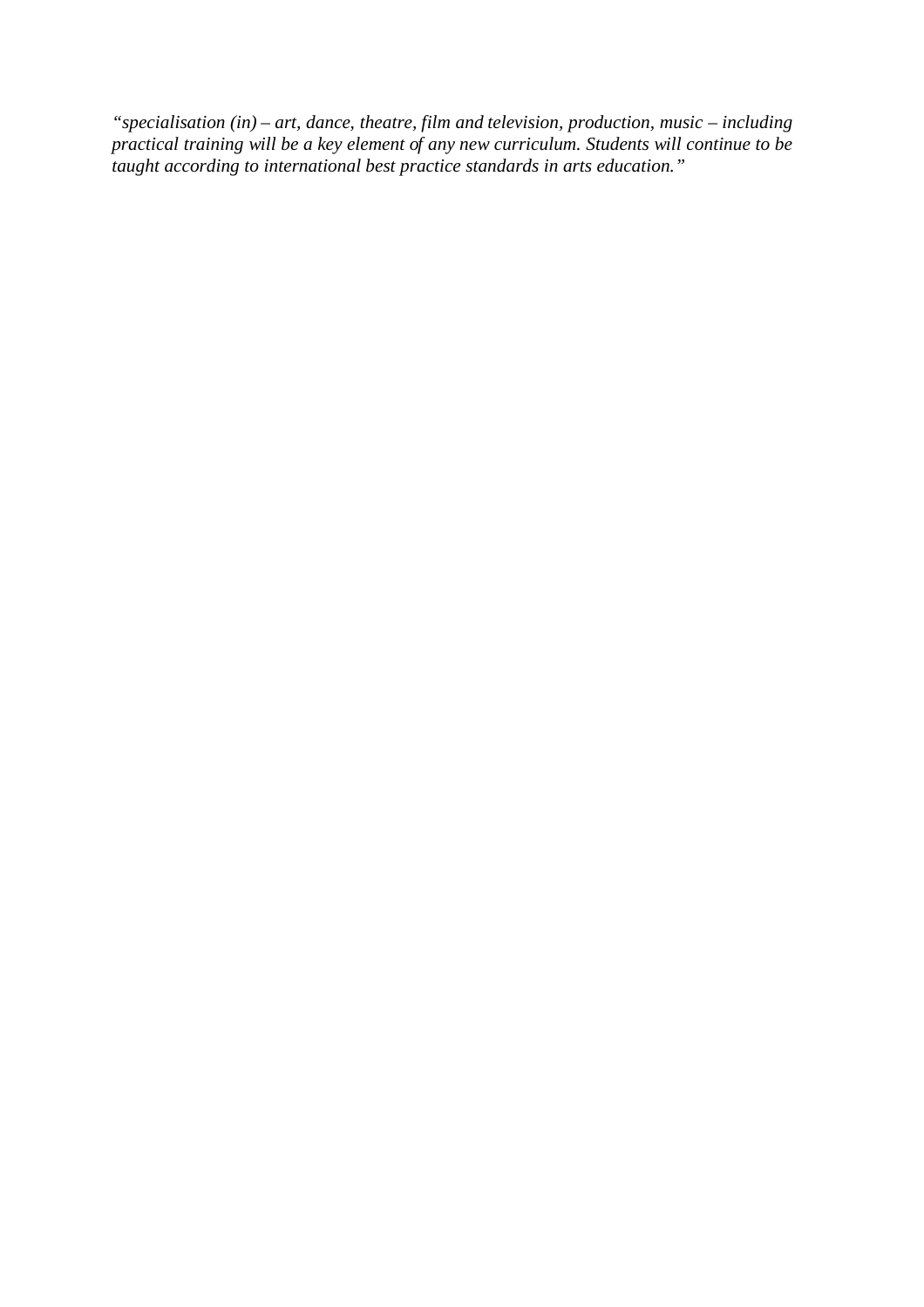*"specialisation (in) – art, dance, theatre, film and television, production, music – including practical training will be a key element of any new curriculum. Students will continue to be taught according to international best practice standards in arts education."*